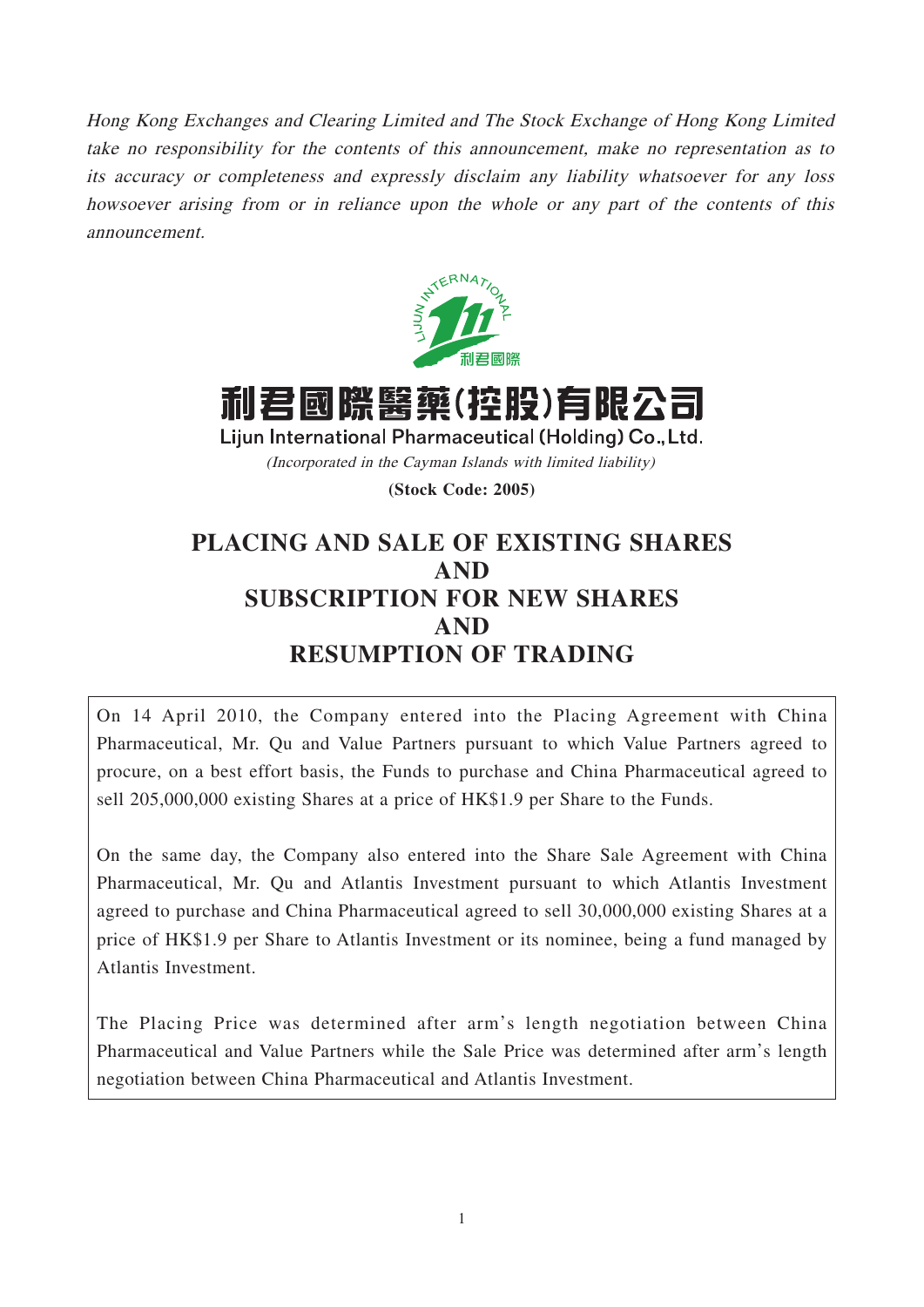*Hong Kong Exchanges and Clearing Limited and The Stock Exchange of Hong Kong Limited take no responsibility for the contents of this announcement, make no representation as to its accuracy or completeness and expressly disclaim any liability whatsoever for any loss howsoever arising from or in reliance upon the whole or any part of the contents of this announcement.*

# 利君國際醫藥(控股)有限公司

**Lijun International Pharmaceutical (Holding) Co., Ltd.**

*(Incorporated in the Cayman Islands with limited liability)*

**(Stock Code: 2005)**

# PLACING AND SALE OF EXISTING SHARES AND SUBSCRIPTION FOR NEW SHARES AND RESUMPTION OF TRADING

On 14 April 2010, the Company entered into the Placing Agreement with China Pharmaceutical, Mr. Qu and Value Partners pursuant to which Value Partners agreed to procure, on a best effort basis, the Funds to purchase and China Pharmaceutical agreed to sell 205,000,000 existing Shares at a price of HK$1.9 per Share to the Funds.

On the same day, the Company also entered into the Share Sale Agreement with China Pharmaceutical, Mr. Qu and Atlantis Investment pursuant to which Atlantis Investment agreed to purchase and China Pharmaceutical agreed to sell 30,000,000 existing Shares at a price of HK$1.9 per Share to Atlantis Investment or its nominee, being a fund managed by Atlantis Investment.

The Placing Price was determined after arm's length negotiation between China Pharmaceutical and Value Partners while the Sale Price was determined after arm's length negotiation between China Pharmaceutical and Atlantis Investment.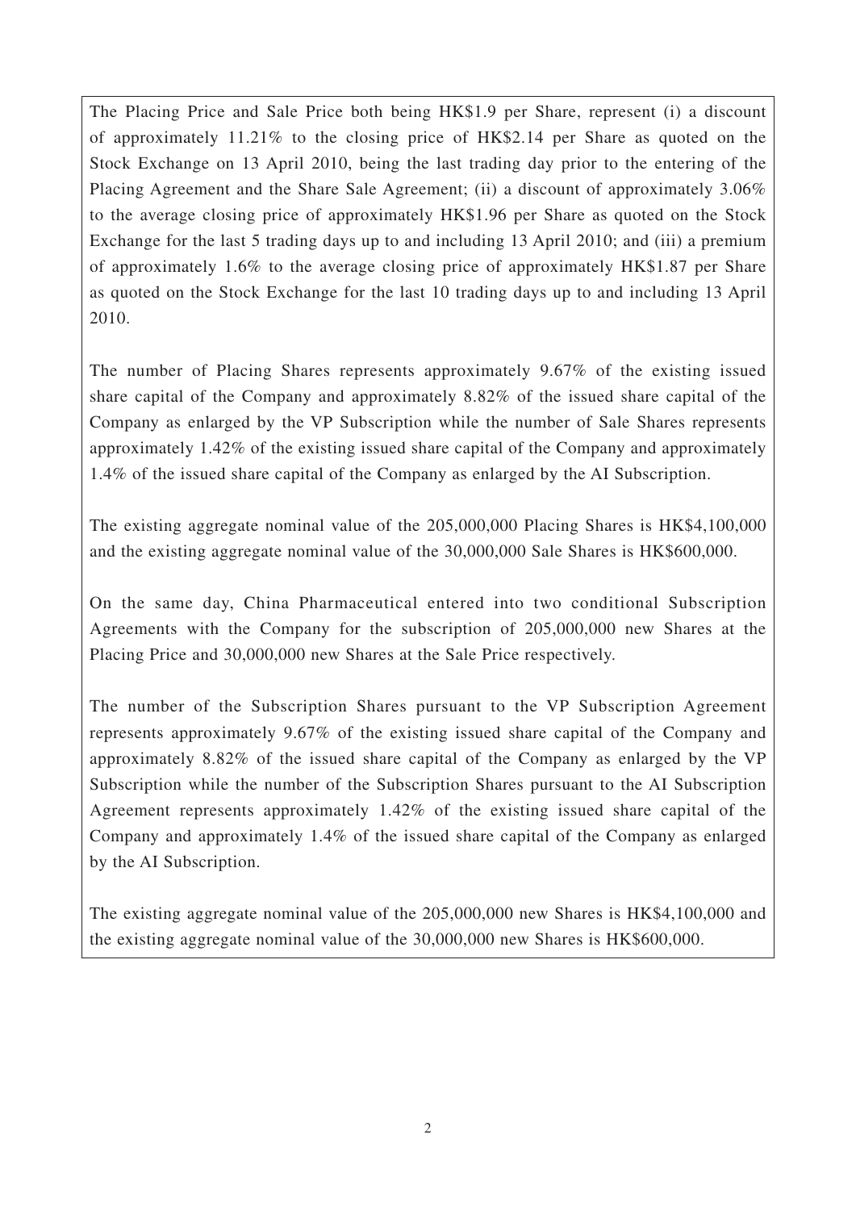The Placing Price and Sale Price both being HK$1.9 per Share, represent (i) a discount of approximately 11.21% to the closing price of HK$2.14 per Share as quoted on the Stock Exchange on 13 April 2010, being the last trading day prior to the entering of the Placing Agreement and the Share Sale Agreement; (ii) a discount of approximately 3.06% to the average closing price of approximately HK$1.96 per Share as quoted on the Stock Exchange for the last 5 trading days up to and including 13 April 2010; and (iii) a premium of approximately 1.6% to the average closing price of approximately HK$1.87 per Share as quoted on the Stock Exchange for the last 10 trading days up to and including 13 April 2010.

The number of Placing Shares represents approximately 9.67% of the existing issued share capital of the Company and approximately 8.82% of the issued share capital of the Company as enlarged by the VP Subscription while the number of Sale Shares represents approximately 1.42% of the existing issued share capital of the Company and approximately 1.4% of the issued share capital of the Company as enlarged by the AI Subscription.

The existing aggregate nominal value of the 205,000,000 Placing Shares is HK$4,100,000 and the existing aggregate nominal value of the 30,000,000 Sale Shares is HK$600,000.

On the same day, China Pharmaceutical entered into two conditional Subscription Agreements with the Company for the subscription of 205,000,000 new Shares at the Placing Price and 30,000,000 new Shares at the Sale Price respectively.

The number of the Subscription Shares pursuant to the VP Subscription Agreement represents approximately 9.67% of the existing issued share capital of the Company and approximately 8.82% of the issued share capital of the Company as enlarged by the VP Subscription while the number of the Subscription Shares pursuant to the AI Subscription Agreement represents approximately 1.42% of the existing issued share capital of the Company and approximately 1.4% of the issued share capital of the Company as enlarged by the AI Subscription.

The existing aggregate nominal value of the 205,000,000 new Shares is HK$4,100,000 and the existing aggregate nominal value of the 30,000,000 new Shares is HK$600,000.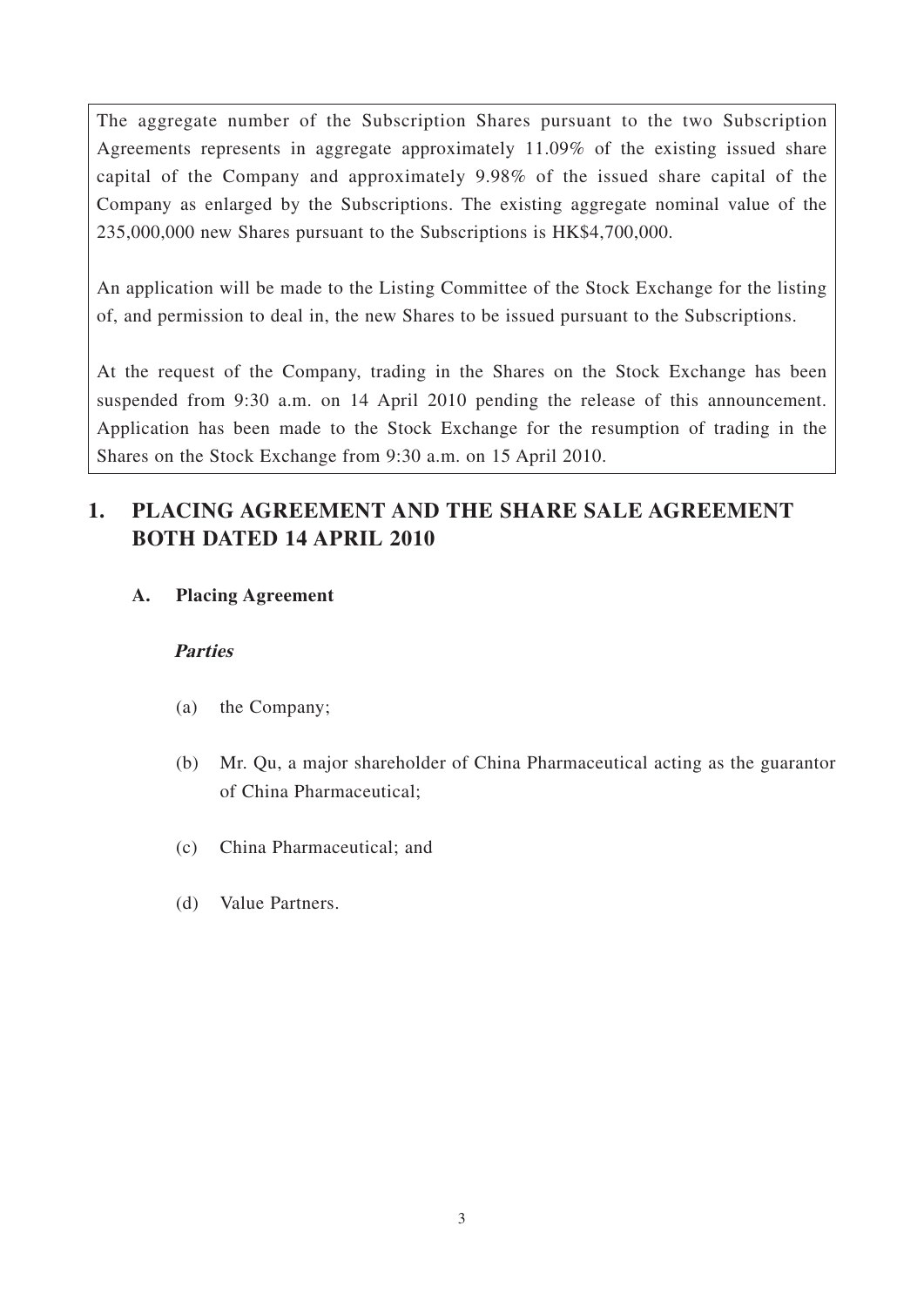The aggregate number of the Subscription Shares pursuant to the two Subscription Agreements represents in aggregate approximately 11.09% of the existing issued share capital of the Company and approximately 9.98% of the issued share capital of the Company as enlarged by the Subscriptions. The existing aggregate nominal value of the 235,000,000 new Shares pursuant to the Subscriptions is HK$4,700,000.

An application will be made to the Listing Committee of the Stock Exchange for the listing of, and permission to deal in, the new Shares to be issued pursuant to the Subscriptions.

At the request of the Company, trading in the Shares on the Stock Exchange has been suspended from 9:30 a.m. on 14 April 2010 pending the release of this announcement. Application has been made to the Stock Exchange for the resumption of trading in the Shares on the Stock Exchange from 9:30 a.m. on 15 April 2010.

## 1. PLACING AGREEMENT AND THE SHARE SALE AGREEMENT BOTH DATED 14 APRIL 2010

### A. Placing Agreement

***Parties***

(a) the Company;

(b) Mr. Qu, a major shareholder of China Pharmaceutical acting as the guarantor of China Pharmaceutical;

(c) China Pharmaceutical; and

(d) Value Partners.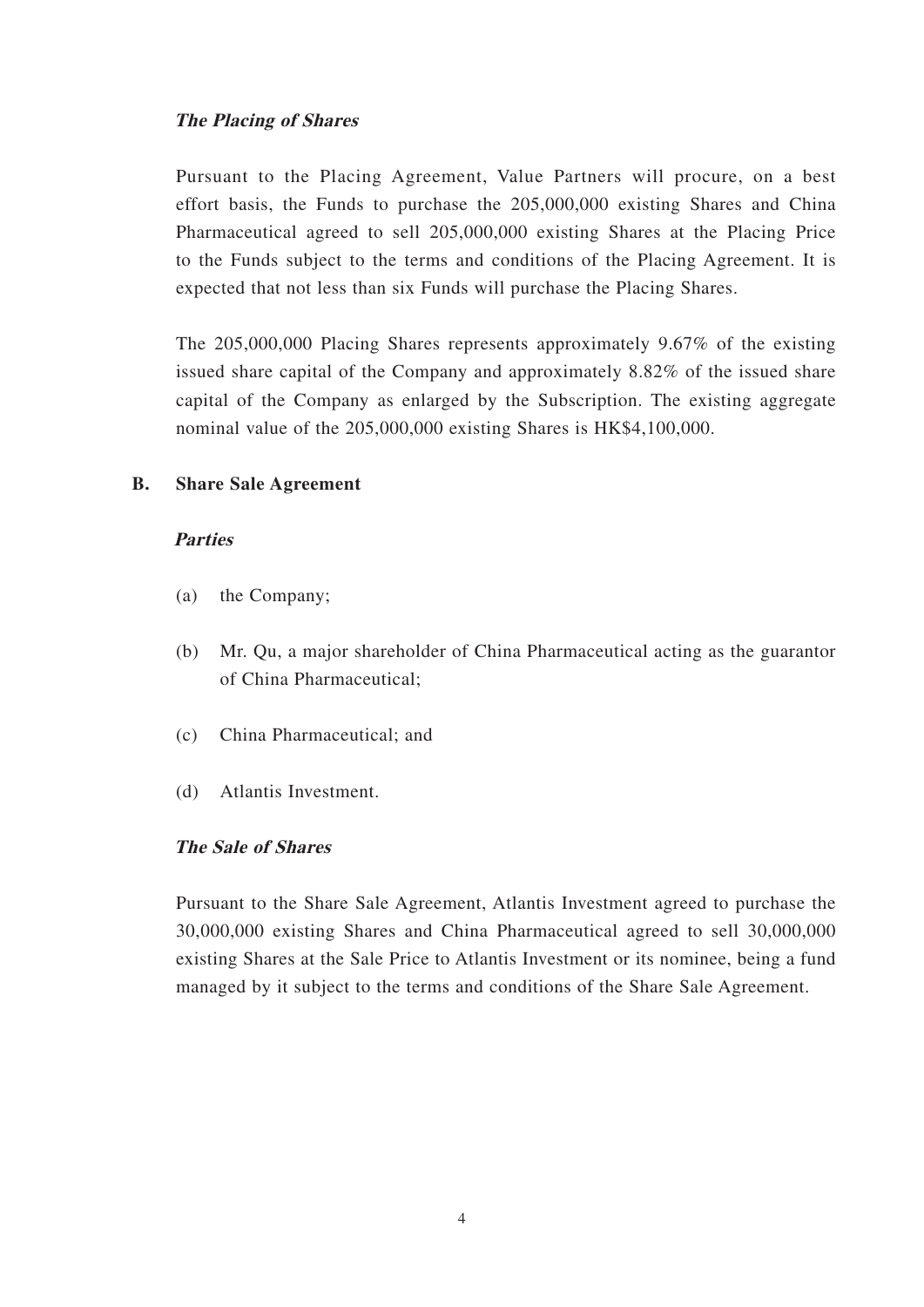***The Placing of Shares***

Pursuant to the Placing Agreement, Value Partners will procure, on a best effort basis, the Funds to purchase the 205,000,000 existing Shares and China Pharmaceutical agreed to sell 205,000,000 existing Shares at the Placing Price to the Funds subject to the terms and conditions of the Placing Agreement. It is expected that not less than six Funds will purchase the Placing Shares.

The 205,000,000 Placing Shares represents approximately 9.67% of the existing issued share capital of the Company and approximately 8.82% of the issued share capital of the Company as enlarged by the Subscription. The existing aggregate nominal value of the 205,000,000 existing Shares is HK$4,100,000.

**B. Share Sale Agreement**

***Parties***

(a) the Company;

(b) Mr. Qu, a major shareholder of China Pharmaceutical acting as the guarantor of China Pharmaceutical;

(c) China Pharmaceutical; and

(d) Atlantis Investment.

***The Sale of Shares***

Pursuant to the Share Sale Agreement, Atlantis Investment agreed to purchase the 30,000,000 existing Shares and China Pharmaceutical agreed to sell 30,000,000 existing Shares at the Sale Price to Atlantis Investment or its nominee, being a fund managed by it subject to the terms and conditions of the Share Sale Agreement.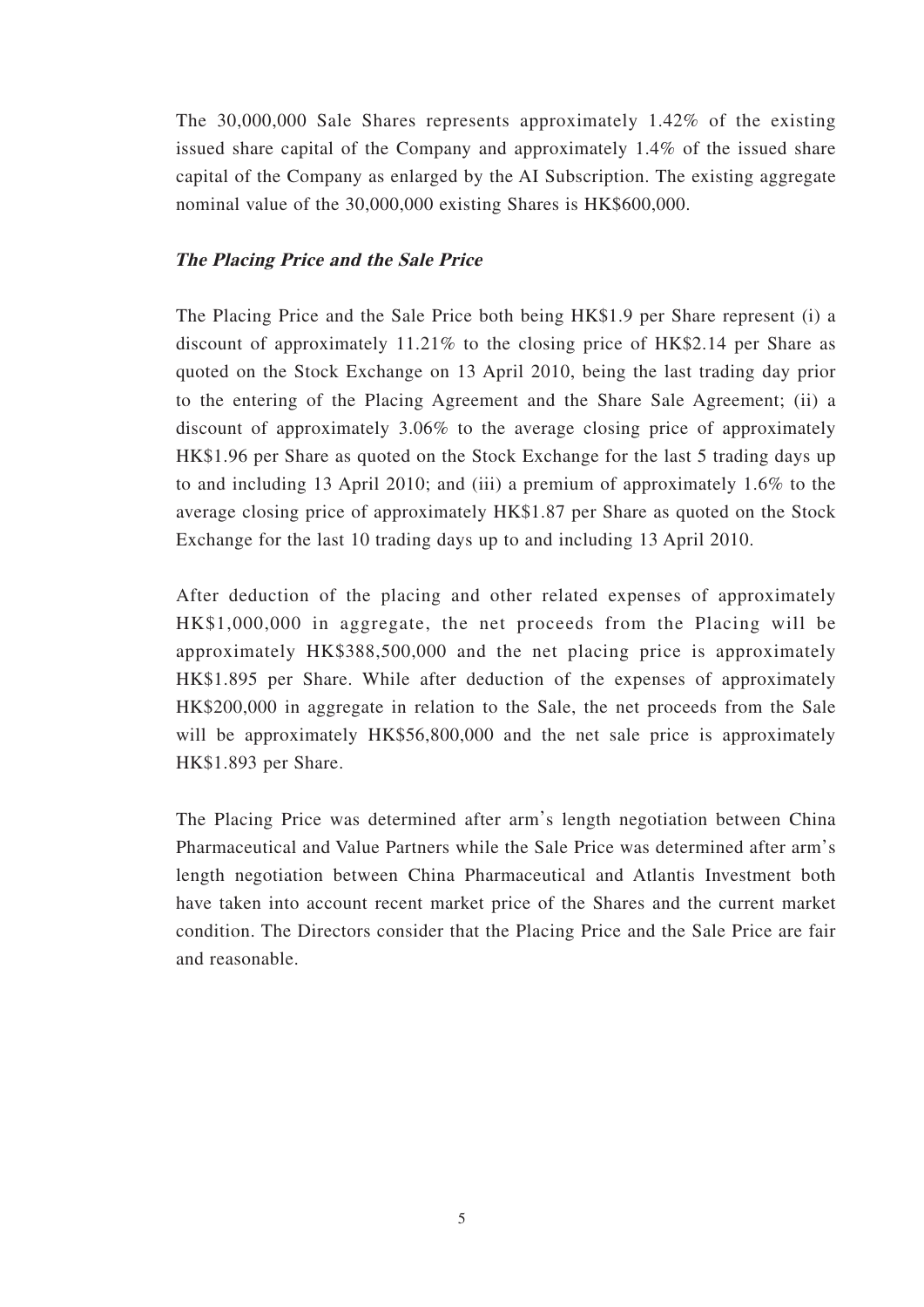The 30,000,000 Sale Shares represents approximately 1.42% of the existing issued share capital of the Company and approximately 1.4% of the issued share capital of the Company as enlarged by the AI Subscription. The existing aggregate nominal value of the 30,000,000 existing Shares is HK$600,000.

***The Placing Price and the Sale Price***

The Placing Price and the Sale Price both being HK$1.9 per Share represent (i) a discount of approximately 11.21% to the closing price of HK$2.14 per Share as quoted on the Stock Exchange on 13 April 2010, being the last trading day prior to the entering of the Placing Agreement and the Share Sale Agreement; (ii) a discount of approximately 3.06% to the average closing price of approximately HK$1.96 per Share as quoted on the Stock Exchange for the last 5 trading days up to and including 13 April 2010; and (iii) a premium of approximately 1.6% to the average closing price of approximately HK$1.87 per Share as quoted on the Stock Exchange for the last 10 trading days up to and including 13 April 2010.

After deduction of the placing and other related expenses of approximately HK$1,000,000 in aggregate, the net proceeds from the Placing will be approximately HK$388,500,000 and the net placing price is approximately HK$1.895 per Share. While after deduction of the expenses of approximately HK$200,000 in aggregate in relation to the Sale, the net proceeds from the Sale will be approximately HK$56,800,000 and the net sale price is approximately HK$1.893 per Share.

The Placing Price was determined after arm's length negotiation between China Pharmaceutical and Value Partners while the Sale Price was determined after arm's length negotiation between China Pharmaceutical and Atlantis Investment both have taken into account recent market price of the Shares and the current market condition. The Directors consider that the Placing Price and the Sale Price are fair and reasonable.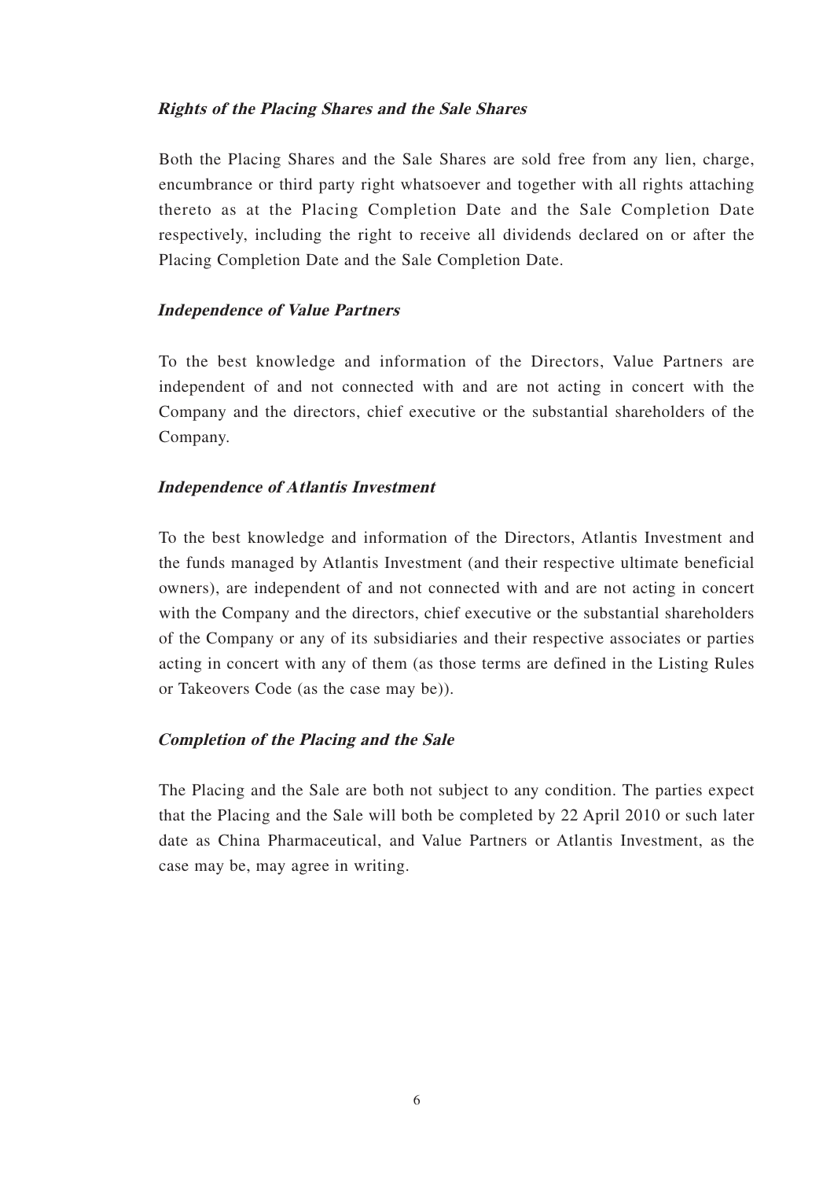***Rights of the Placing Shares and the Sale Shares***

Both the Placing Shares and the Sale Shares are sold free from any lien, charge, encumbrance or third party right whatsoever and together with all rights attaching thereto as at the Placing Completion Date and the Sale Completion Date respectively, including the right to receive all dividends declared on or after the Placing Completion Date and the Sale Completion Date.

***Independence of Value Partners***

To the best knowledge and information of the Directors, Value Partners are independent of and not connected with and are not acting in concert with the Company and the directors, chief executive or the substantial shareholders of the Company.

***Independence of Atlantis Investment***

To the best knowledge and information of the Directors, Atlantis Investment and the funds managed by Atlantis Investment (and their respective ultimate beneficial owners), are independent of and not connected with and are not acting in concert with the Company and the directors, chief executive or the substantial shareholders of the Company or any of its subsidiaries and their respective associates or parties acting in concert with any of them (as those terms are defined in the Listing Rules or Takeovers Code (as the case may be)).

***Completion of the Placing and the Sale***

The Placing and the Sale are both not subject to any condition. The parties expect that the Placing and the Sale will both be completed by 22 April 2010 or such later date as China Pharmaceutical, and Value Partners or Atlantis Investment, as the case may be, may agree in writing.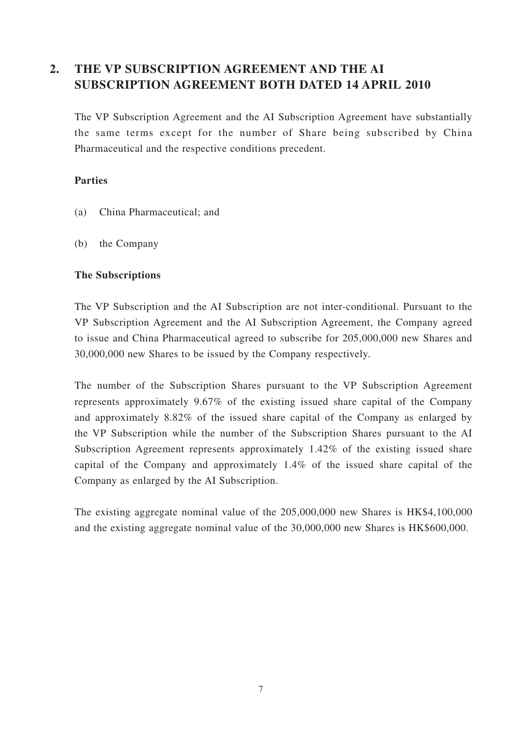## 2. THE VP SUBSCRIPTION AGREEMENT AND THE AI SUBSCRIPTION AGREEMENT BOTH DATED 14 APRIL 2010

The VP Subscription Agreement and the AI Subscription Agreement have substantially the same terms except for the number of Share being subscribed by China Pharmaceutical and the respective conditions precedent.

**Parties**

(a) China Pharmaceutical; and

(b) the Company

**The Subscriptions**

The VP Subscription and the AI Subscription are not inter-conditional. Pursuant to the VP Subscription Agreement and the AI Subscription Agreement, the Company agreed to issue and China Pharmaceutical agreed to subscribe for 205,000,000 new Shares and 30,000,000 new Shares to be issued by the Company respectively.

The number of the Subscription Shares pursuant to the VP Subscription Agreement represents approximately 9.67% of the existing issued share capital of the Company and approximately 8.82% of the issued share capital of the Company as enlarged by the VP Subscription while the number of the Subscription Shares pursuant to the AI Subscription Agreement represents approximately 1.42% of the existing issued share capital of the Company and approximately 1.4% of the issued share capital of the Company as enlarged by the AI Subscription.

The existing aggregate nominal value of the 205,000,000 new Shares is HK$4,100,000 and the existing aggregate nominal value of the 30,000,000 new Shares is HK$600,000.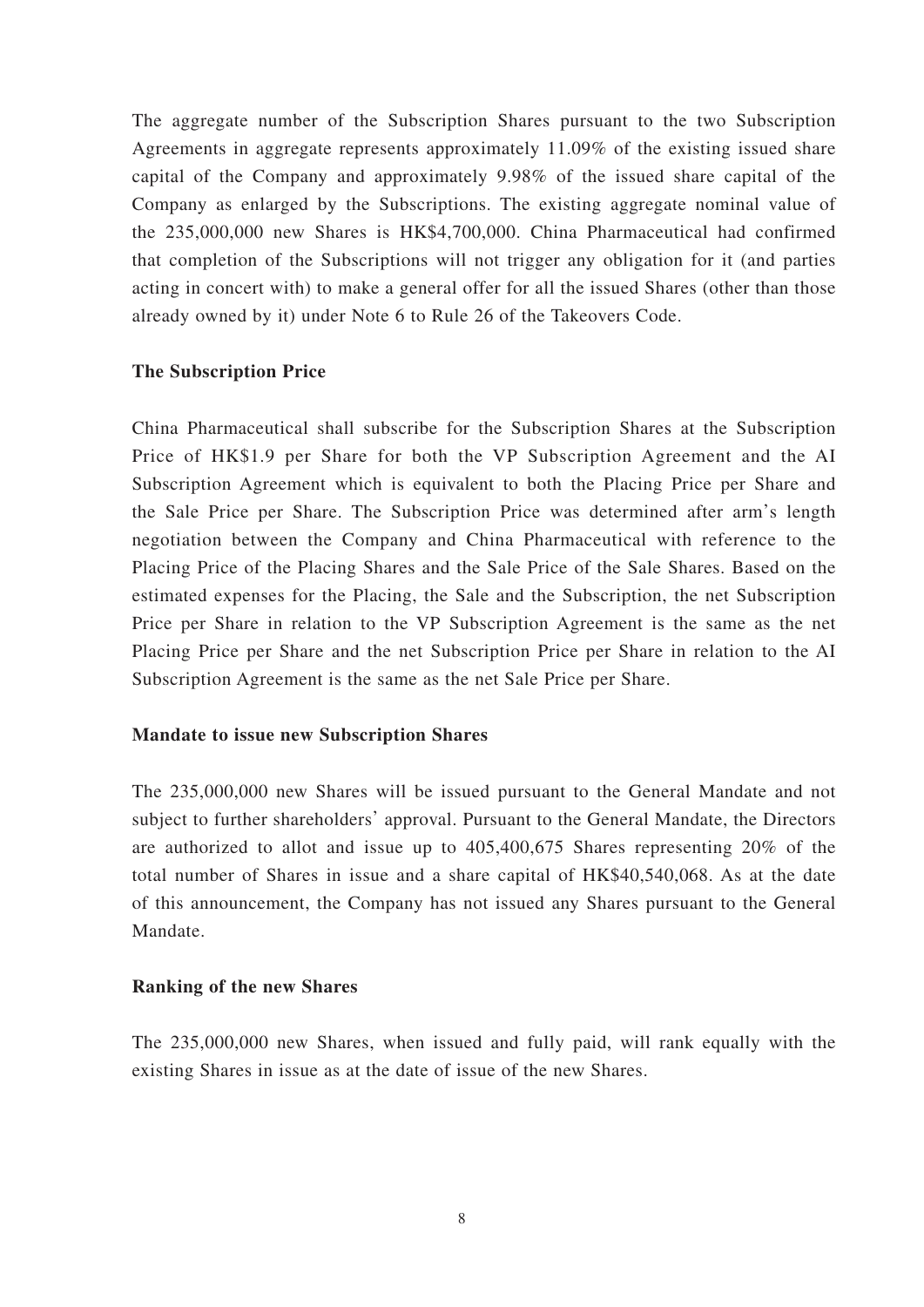The aggregate number of the Subscription Shares pursuant to the two Subscription Agreements in aggregate represents approximately 11.09% of the existing issued share capital of the Company and approximately 9.98% of the issued share capital of the Company as enlarged by the Subscriptions. The existing aggregate nominal value of the 235,000,000 new Shares is HK$4,700,000. China Pharmaceutical had confirmed that completion of the Subscriptions will not trigger any obligation for it (and parties acting in concert with) to make a general offer for all the issued Shares (other than those already owned by it) under Note 6 to Rule 26 of the Takeovers Code.

**The Subscription Price**

China Pharmaceutical shall subscribe for the Subscription Shares at the Subscription Price of HK$1.9 per Share for both the VP Subscription Agreement and the AI Subscription Agreement which is equivalent to both the Placing Price per Share and the Sale Price per Share. The Subscription Price was determined after arm's length negotiation between the Company and China Pharmaceutical with reference to the Placing Price of the Placing Shares and the Sale Price of the Sale Shares. Based on the estimated expenses for the Placing, the Sale and the Subscription, the net Subscription Price per Share in relation to the VP Subscription Agreement is the same as the net Placing Price per Share and the net Subscription Price per Share in relation to the AI Subscription Agreement is the same as the net Sale Price per Share.

**Mandate to issue new Subscription Shares**

The 235,000,000 new Shares will be issued pursuant to the General Mandate and not subject to further shareholders' approval. Pursuant to the General Mandate, the Directors are authorized to allot and issue up to 405,400,675 Shares representing 20% of the total number of Shares in issue and a share capital of HK$40,540,068. As at the date of this announcement, the Company has not issued any Shares pursuant to the General Mandate.

**Ranking of the new Shares**

The 235,000,000 new Shares, when issued and fully paid, will rank equally with the existing Shares in issue as at the date of issue of the new Shares.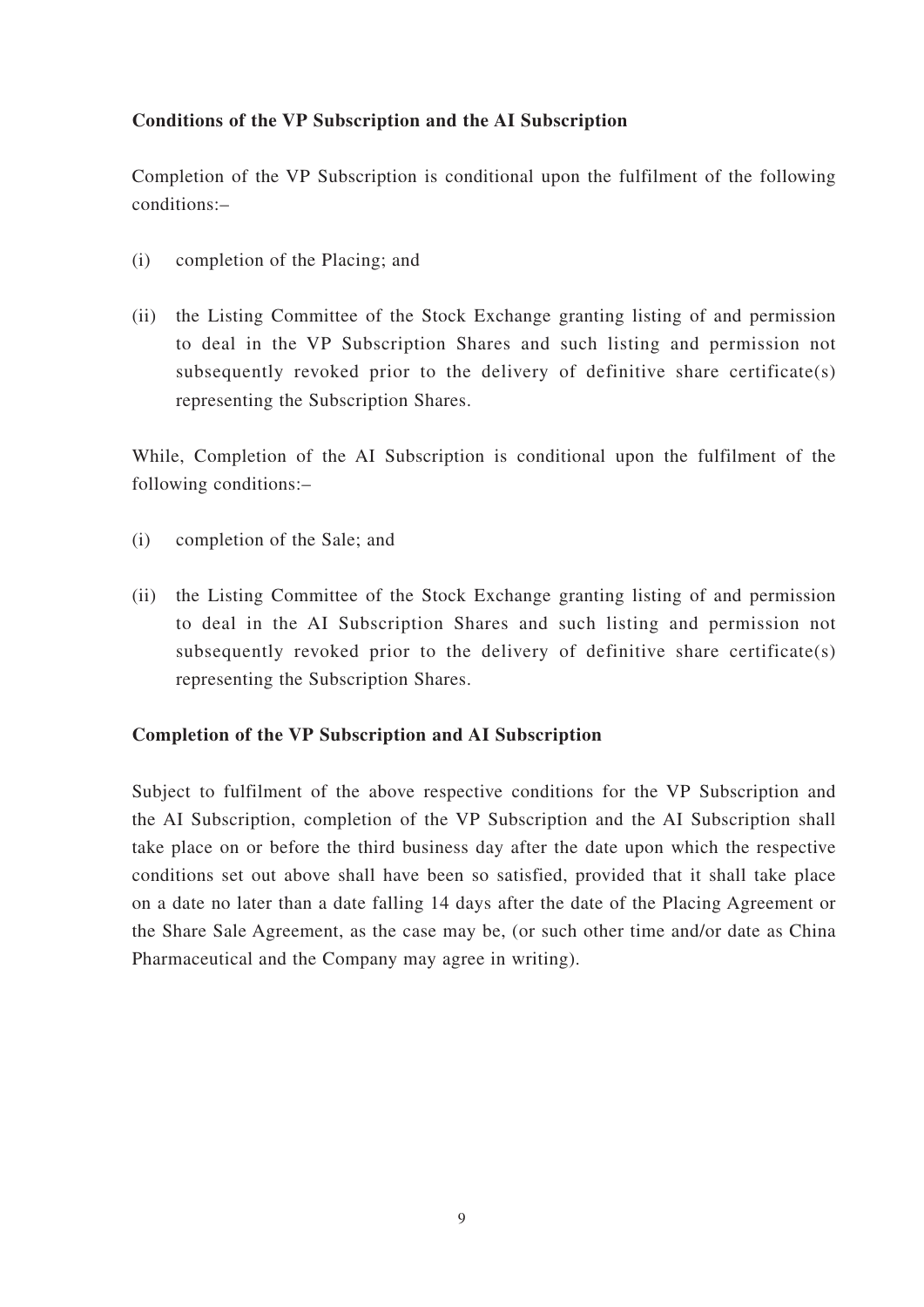**Conditions of the VP Subscription and the AI Subscription**

Completion of the VP Subscription is conditional upon the fulfilment of the following conditions:–

(i) completion of the Placing; and

(ii) the Listing Committee of the Stock Exchange granting listing of and permission to deal in the VP Subscription Shares and such listing and permission not subsequently revoked prior to the delivery of definitive share certificate(s) representing the Subscription Shares.

While, Completion of the AI Subscription is conditional upon the fulfilment of the following conditions:–

(i) completion of the Sale; and

(ii) the Listing Committee of the Stock Exchange granting listing of and permission to deal in the AI Subscription Shares and such listing and permission not subsequently revoked prior to the delivery of definitive share certificate(s) representing the Subscription Shares.

**Completion of the VP Subscription and AI Subscription**

Subject to fulfilment of the above respective conditions for the VP Subscription and the AI Subscription, completion of the VP Subscription and the AI Subscription shall take place on or before the third business day after the date upon which the respective conditions set out above shall have been so satisfied, provided that it shall take place on a date no later than a date falling 14 days after the date of the Placing Agreement or the Share Sale Agreement, as the case may be, (or such other time and/or date as China Pharmaceutical and the Company may agree in writing).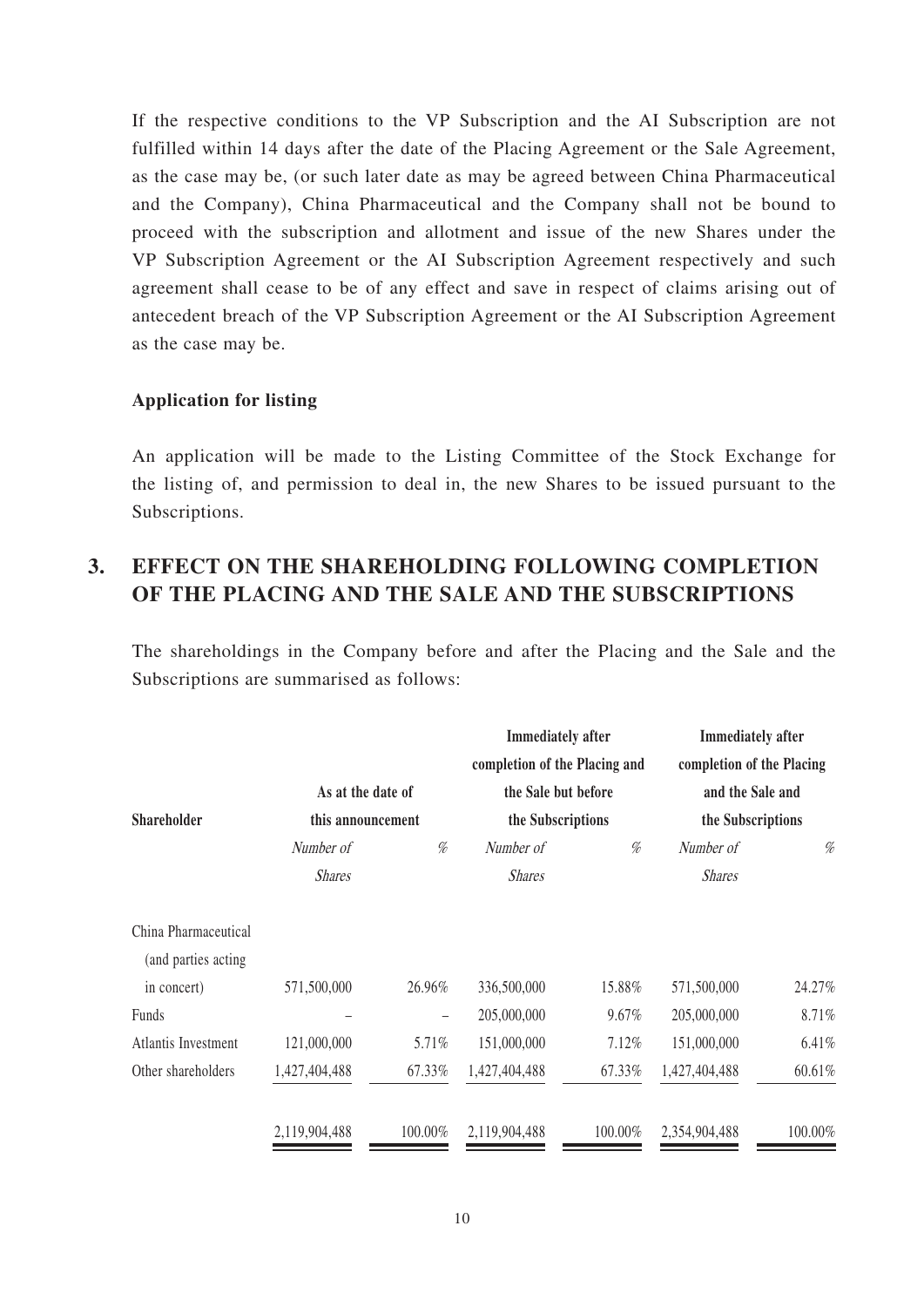If the respective conditions to the VP Subscription and the AI Subscription are not fulfilled within 14 days after the date of the Placing Agreement or the Sale Agreement, as the case may be, (or such later date as may be agreed between China Pharmaceutical and the Company), China Pharmaceutical and the Company shall not be bound to proceed with the subscription and allotment and issue of the new Shares under the VP Subscription Agreement or the AI Subscription Agreement respectively and such agreement shall cease to be of any effect and save in respect of claims arising out of antecedent breach of the VP Subscription Agreement or the AI Subscription Agreement as the case may be.

**Application for listing**

An application will be made to the Listing Committee of the Stock Exchange for the listing of, and permission to deal in, the new Shares to be issued pursuant to the Subscriptions.

## 3. EFFECT ON THE SHAREHOLDING FOLLOWING COMPLETION OF THE PLACING AND THE SALE AND THE SUBSCRIPTIONS

The shareholdings in the Company before and after the Placing and the Sale and the Subscriptions are summarised as follows:

| Shareholder | As at the date of this announcement | | Immediately after completion of the Placing and the Sale but before the Subscriptions | | Immediately after completion of the Placing and the Sale and the Subscriptions | |
|---|---|---|---|---|---|---|
| | *Number of Shares* | *%* | *Number of Shares* | *%* | *Number of Shares* | *%* |
| China Pharmaceutical (and parties acting in concert) | 571,500,000 | 26.96% | 336,500,000 | 15.88% | 571,500,000 | 24.27% |
| Funds | – | – | 205,000,000 | 9.67% | 205,000,000 | 8.71% |
| Atlantis Investment | 121,000,000 | 5.71% | 151,000,000 | 7.12% | 151,000,000 | 6.41% |
| Other shareholders | 1,427,404,488 | 67.33% | 1,427,404,488 | 67.33% | 1,427,404,488 | 60.61% |
| | 2,119,904,488 | 100.00% | 2,119,904,488 | 100.00% | 2,354,904,488 | 100.00% |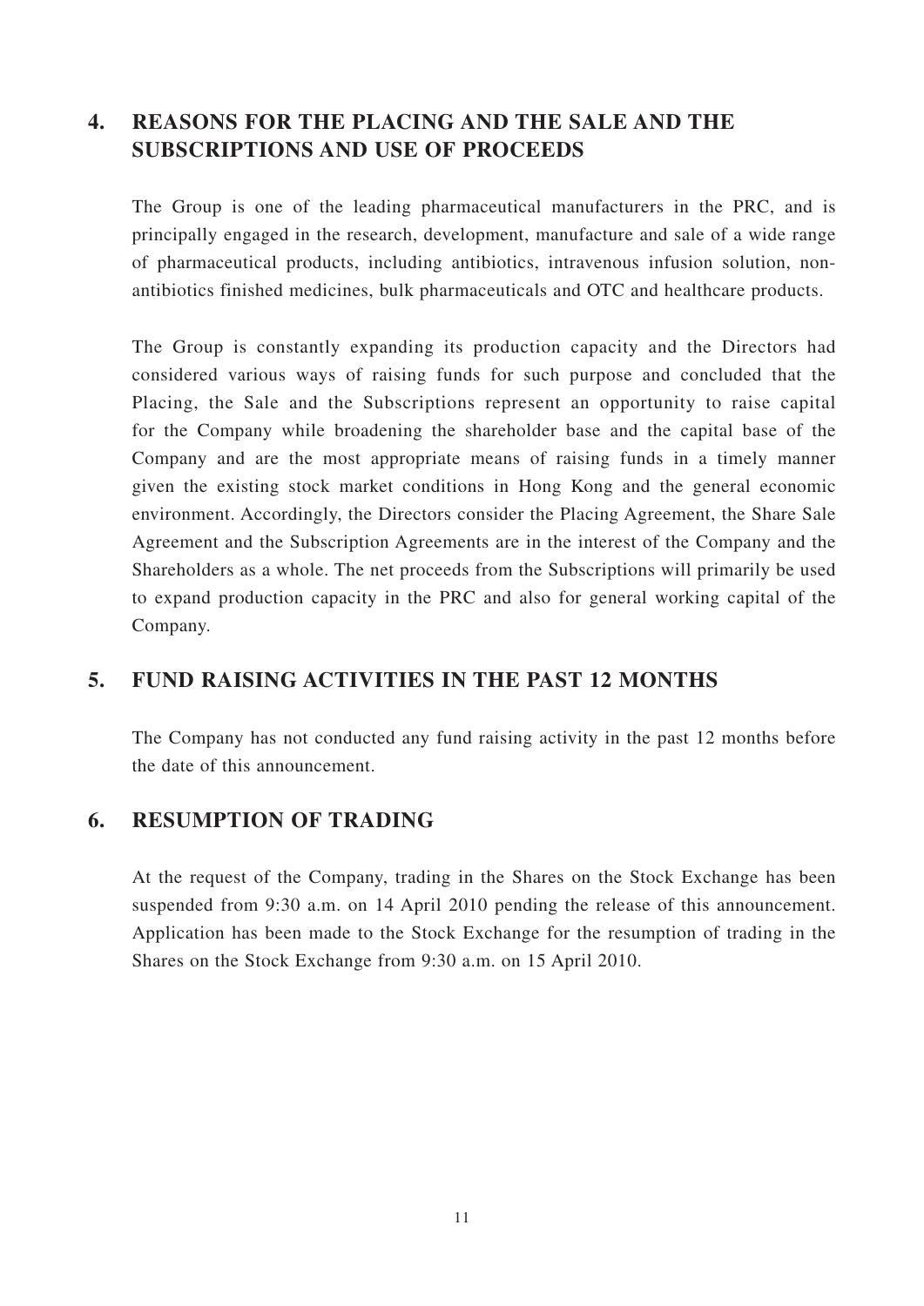## 4. REASONS FOR THE PLACING AND THE SALE AND THE SUBSCRIPTIONS AND USE OF PROCEEDS

The Group is one of the leading pharmaceutical manufacturers in the PRC, and is principally engaged in the research, development, manufacture and sale of a wide range of pharmaceutical products, including antibiotics, intravenous infusion solution, non-antibiotics finished medicines, bulk pharmaceuticals and OTC and healthcare products.

The Group is constantly expanding its production capacity and the Directors had considered various ways of raising funds for such purpose and concluded that the Placing, the Sale and the Subscriptions represent an opportunity to raise capital for the Company while broadening the shareholder base and the capital base of the Company and are the most appropriate means of raising funds in a timely manner given the existing stock market conditions in Hong Kong and the general economic environment. Accordingly, the Directors consider the Placing Agreement, the Share Sale Agreement and the Subscription Agreements are in the interest of the Company and the Shareholders as a whole. The net proceeds from the Subscriptions will primarily be used to expand production capacity in the PRC and also for general working capital of the Company.

## 5. FUND RAISING ACTIVITIES IN THE PAST 12 MONTHS

The Company has not conducted any fund raising activity in the past 12 months before the date of this announcement.

## 6. RESUMPTION OF TRADING

At the request of the Company, trading in the Shares on the Stock Exchange has been suspended from 9:30 a.m. on 14 April 2010 pending the release of this announcement. Application has been made to the Stock Exchange for the resumption of trading in the Shares on the Stock Exchange from 9:30 a.m. on 15 April 2010.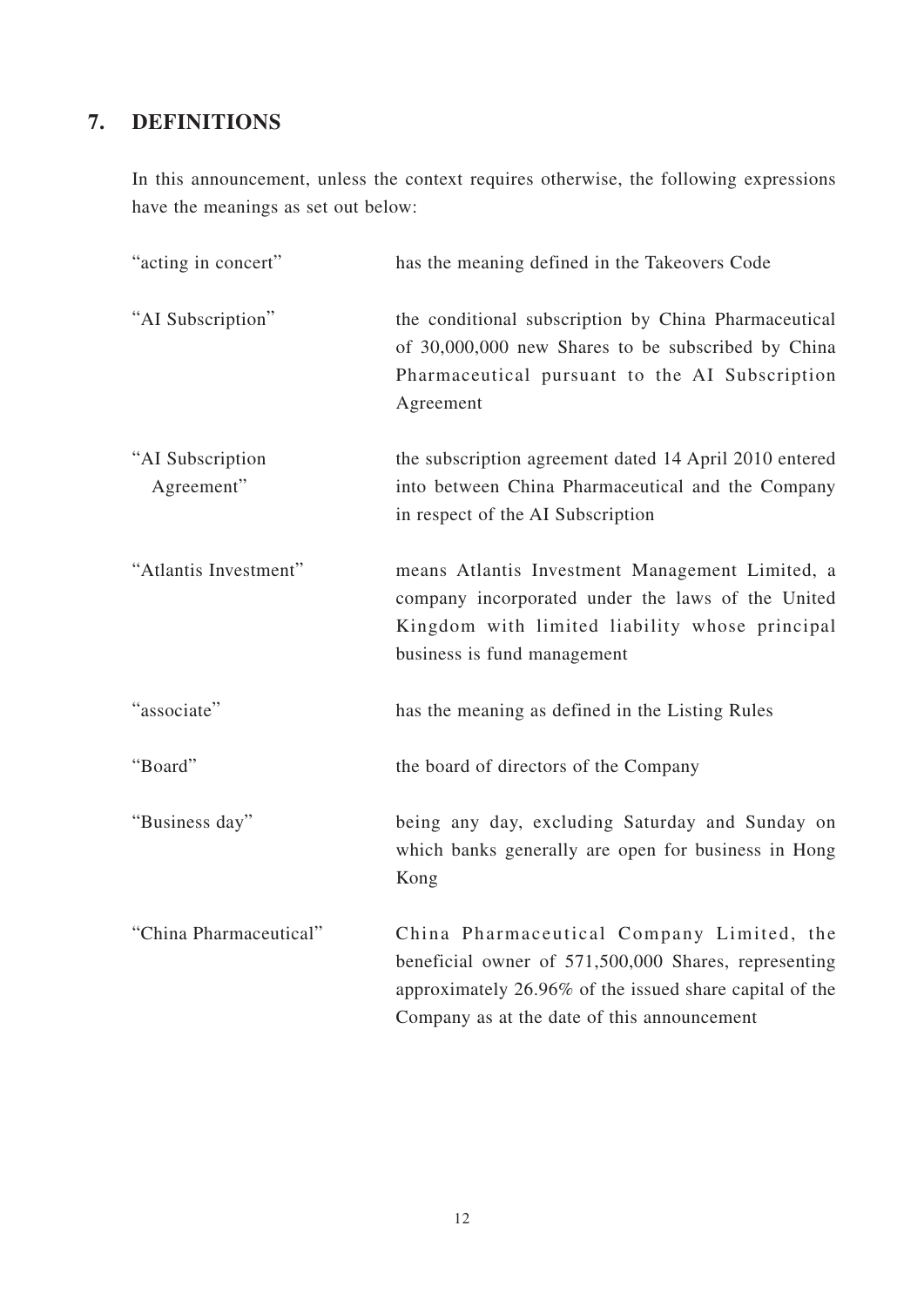## 7. DEFINITIONS

In this announcement, unless the context requires otherwise, the following expressions have the meanings as set out below:

| | |
|---|---|
| "acting in concert" | has the meaning defined in the Takeovers Code |
| "AI Subscription" | the conditional subscription by China Pharmaceutical of 30,000,000 new Shares to be subscribed by China Pharmaceutical pursuant to the AI Subscription Agreement |
| "AI Subscription Agreement" | the subscription agreement dated 14 April 2010 entered into between China Pharmaceutical and the Company in respect of the AI Subscription |
| "Atlantis Investment" | means Atlantis Investment Management Limited, a company incorporated under the laws of the United Kingdom with limited liability whose principal business is fund management |
| "associate" | has the meaning as defined in the Listing Rules |
| "Board" | the board of directors of the Company |
| "Business day" | being any day, excluding Saturday and Sunday on which banks generally are open for business in Hong Kong |
| "China Pharmaceutical" | China Pharmaceutical Company Limited, the beneficial owner of 571,500,000 Shares, representing approximately 26.96% of the issued share capital of the Company as at the date of this announcement |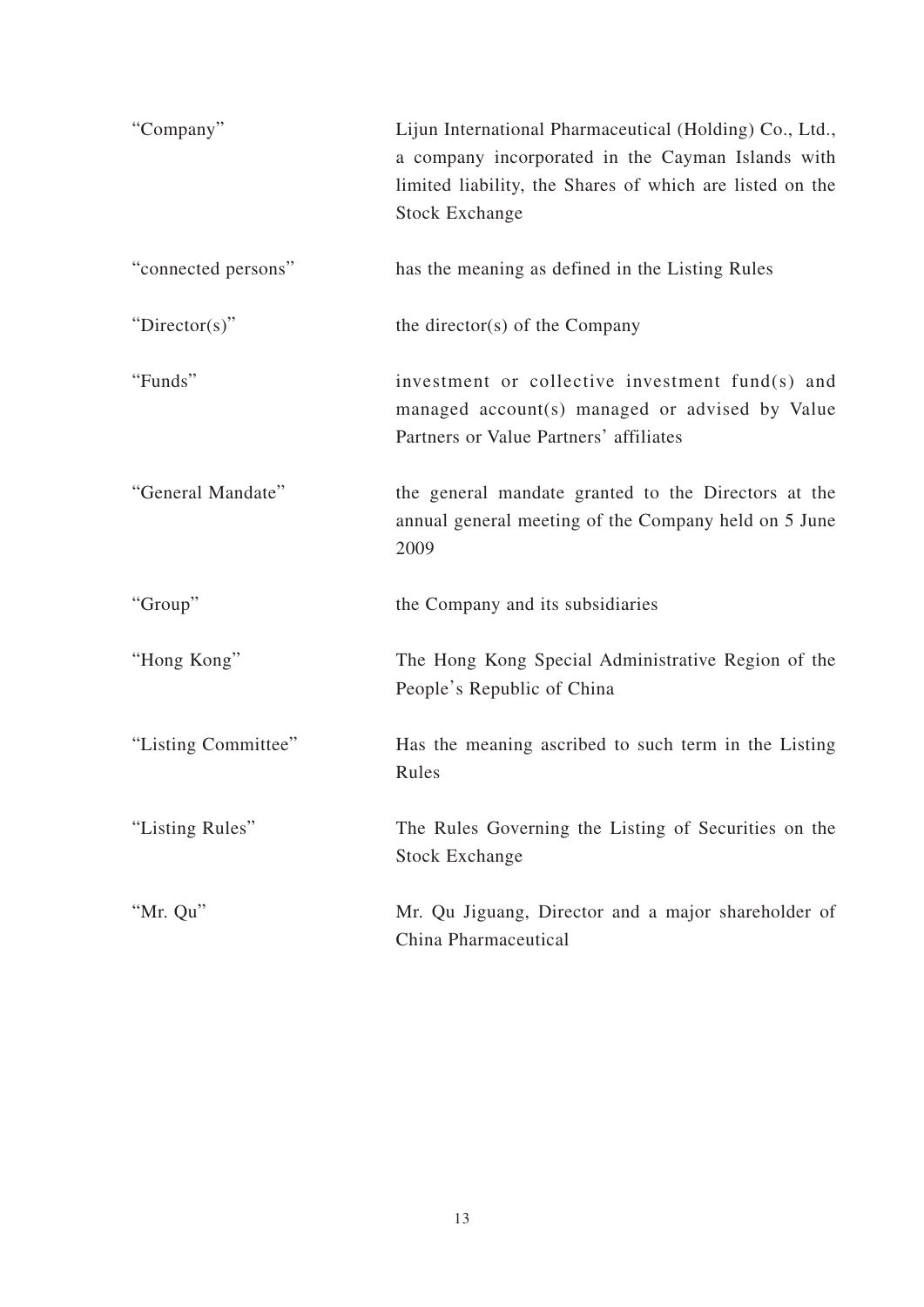| | |
|---|---|
| "Company" | Lijun International Pharmaceutical (Holding) Co., Ltd., a company incorporated in the Cayman Islands with limited liability, the Shares of which are listed on the Stock Exchange |
| "connected persons" | has the meaning as defined in the Listing Rules |
| "Director(s)" | the director(s) of the Company |
| "Funds" | investment or collective investment fund(s) and managed account(s) managed or advised by Value Partners or Value Partners' affiliates |
| "General Mandate" | the general mandate granted to the Directors at the annual general meeting of the Company held on 5 June 2009 |
| "Group" | the Company and its subsidiaries |
| "Hong Kong" | The Hong Kong Special Administrative Region of the People's Republic of China |
| "Listing Committee" | Has the meaning ascribed to such term in the Listing Rules |
| "Listing Rules" | The Rules Governing the Listing of Securities on the Stock Exchange |
| "Mr. Qu" | Mr. Qu Jiguang, Director and a major shareholder of China Pharmaceutical |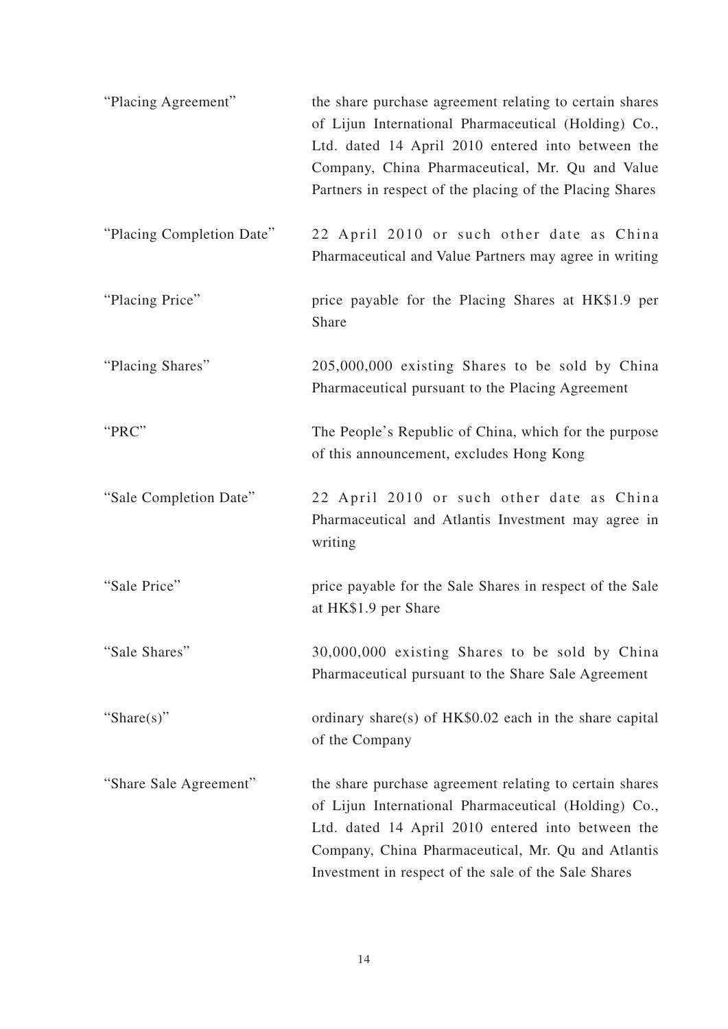| | |
|---|---|
| "Placing Agreement" | the share purchase agreement relating to certain shares of Lijun International Pharmaceutical (Holding) Co., Ltd. dated 14 April 2010 entered into between the Company, China Pharmaceutical, Mr. Qu and Value Partners in respect of the placing of the Placing Shares |
| "Placing Completion Date" | 22 April 2010 or such other date as China Pharmaceutical and Value Partners may agree in writing |
| "Placing Price" | price payable for the Placing Shares at HK$1.9 per Share |
| "Placing Shares" | 205,000,000 existing Shares to be sold by China Pharmaceutical pursuant to the Placing Agreement |
| "PRC" | The People's Republic of China, which for the purpose of this announcement, excludes Hong Kong |
| "Sale Completion Date" | 22 April 2010 or such other date as China Pharmaceutical and Atlantis Investment may agree in writing |
| "Sale Price" | price payable for the Sale Shares in respect of the Sale at HK$1.9 per Share |
| "Sale Shares" | 30,000,000 existing Shares to be sold by China Pharmaceutical pursuant to the Share Sale Agreement |
| "Share(s)" | ordinary share(s) of HK$0.02 each in the share capital of the Company |
| "Share Sale Agreement" | the share purchase agreement relating to certain shares of Lijun International Pharmaceutical (Holding) Co., Ltd. dated 14 April 2010 entered into between the Company, China Pharmaceutical, Mr. Qu and Atlantis Investment in respect of the sale of the Sale Shares |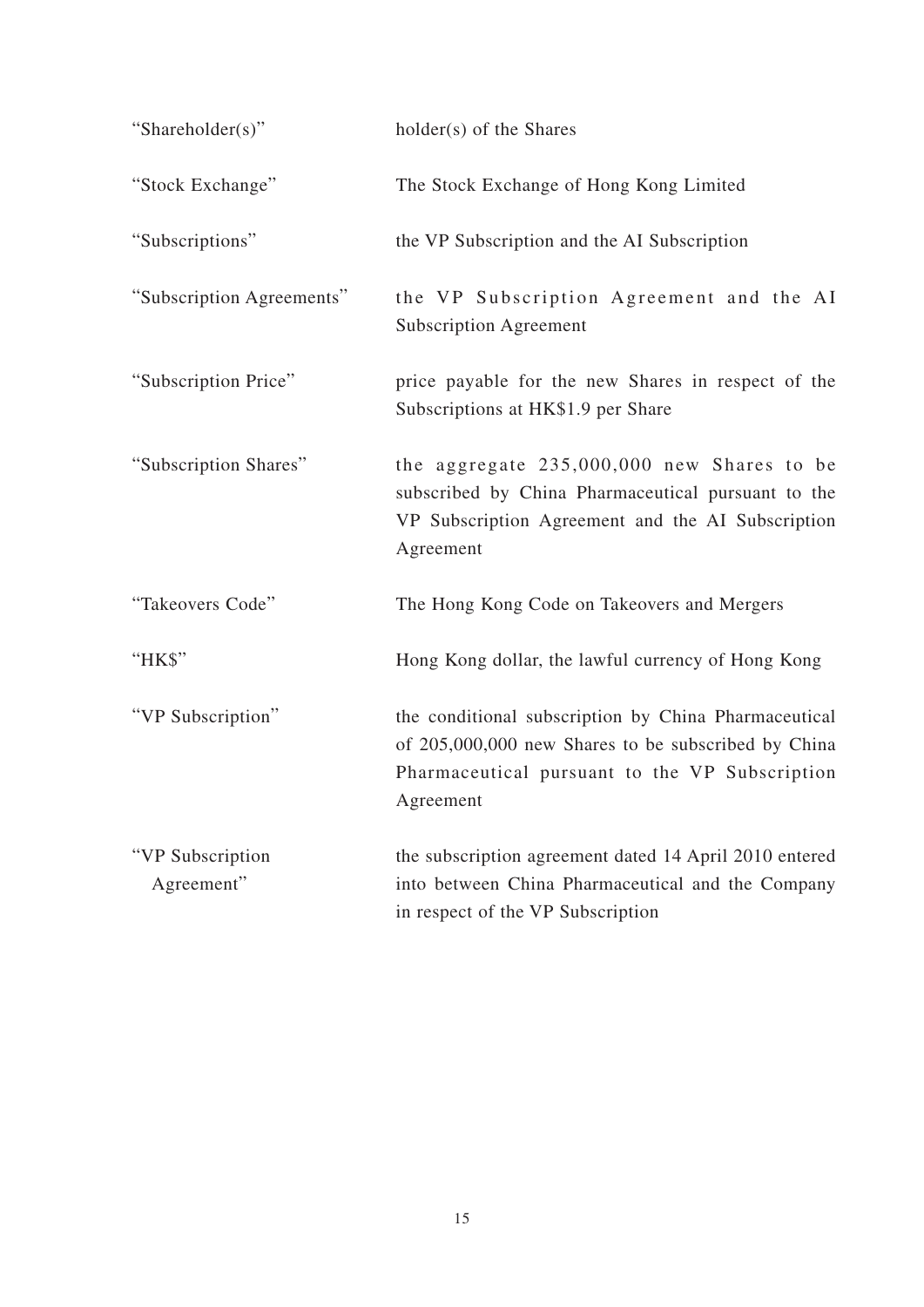| | |
|---|---|
| "Shareholder(s)" | holder(s) of the Shares |
| "Stock Exchange" | The Stock Exchange of Hong Kong Limited |
| "Subscriptions" | the VP Subscription and the AI Subscription |
| "Subscription Agreements" | the VP Subscription Agreement and the AI Subscription Agreement |
| "Subscription Price" | price payable for the new Shares in respect of the Subscriptions at HK$1.9 per Share |
| "Subscription Shares" | the aggregate 235,000,000 new Shares to be subscribed by China Pharmaceutical pursuant to the VP Subscription Agreement and the AI Subscription Agreement |
| "Takeovers Code" | The Hong Kong Code on Takeovers and Mergers |
| "HK$" | Hong Kong dollar, the lawful currency of Hong Kong |
| "VP Subscription" | the conditional subscription by China Pharmaceutical of 205,000,000 new Shares to be subscribed by China Pharmaceutical pursuant to the VP Subscription Agreement |
| "VP Subscription Agreement" | the subscription agreement dated 14 April 2010 entered into between China Pharmaceutical and the Company in respect of the VP Subscription |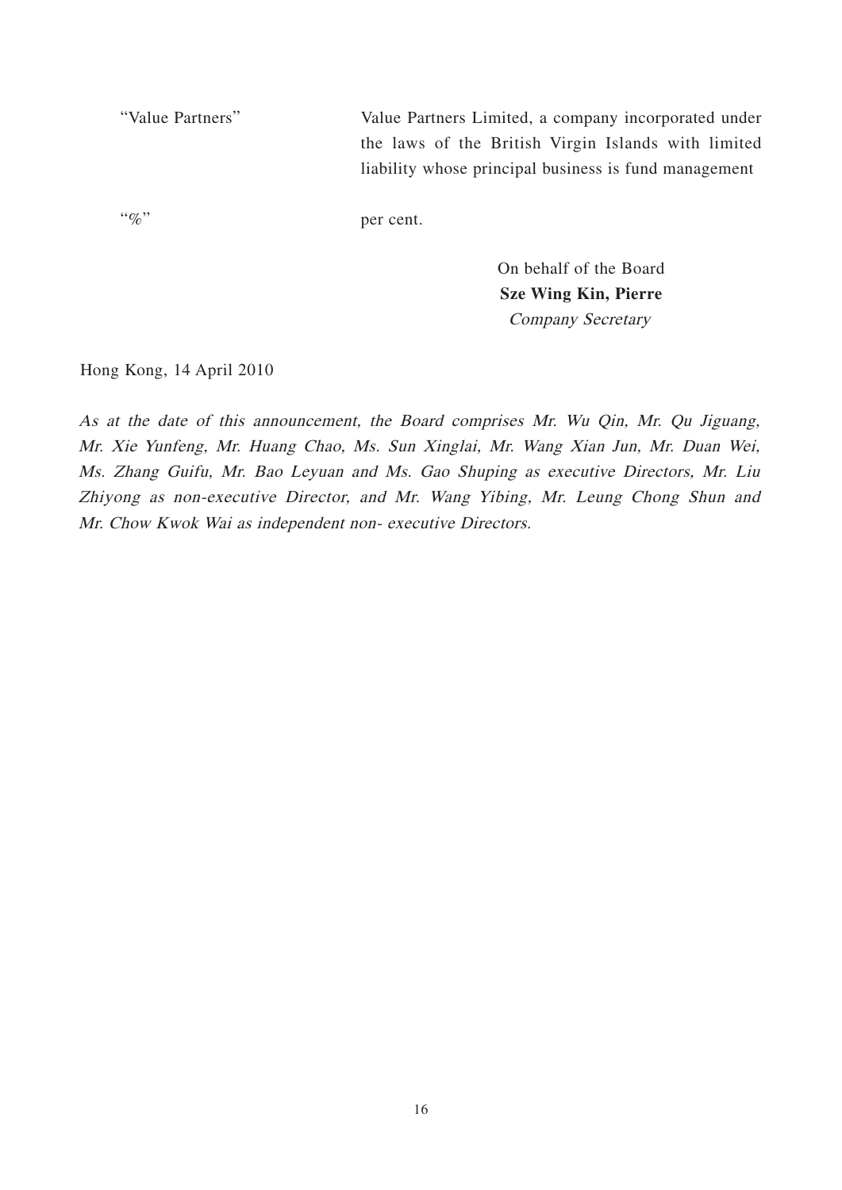| | |
|---|---|
| "Value Partners" | Value Partners Limited, a company incorporated under the laws of the British Virgin Islands with limited liability whose principal business is fund management |
| "%" | per cent. |

On behalf of the Board
**Sze Wing Kin, Pierre**
*Company Secretary*

Hong Kong, 14 April 2010

*As at the date of this announcement, the Board comprises Mr. Wu Qin, Mr. Qu Jiguang, Mr. Xie Yunfeng, Mr. Huang Chao, Ms. Sun Xinglai, Mr. Wang Xian Jun, Mr. Duan Wei, Ms. Zhang Guifu, Mr. Bao Leyuan and Ms. Gao Shuping as executive Directors, Mr. Liu Zhiyong as non-executive Director, and Mr. Wang Yibing, Mr. Leung Chong Shun and Mr. Chow Kwok Wai as independent non- executive Directors.*